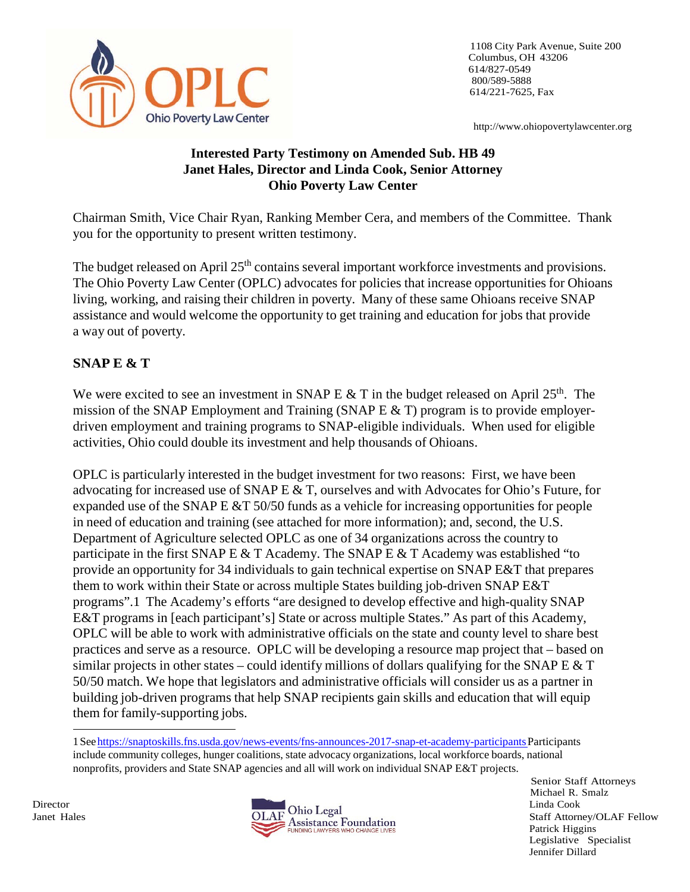OPLC Ohio Poverty Law Center

1108 City Park Avenue, Suite 200
Columbus, OH 43206
614/827-0549
800/589-5888
614/221-7625, Fax

http://www.ohiopovertylawcenter.org

**Interested Party Testimony on Amended Sub. HB 49**
**Janet Hales, Director and Linda Cook, Senior Attorney**
**Ohio Poverty Law Center**

Chairman Smith, Vice Chair Ryan, Ranking Member Cera, and members of the Committee. Thank you for the opportunity to present written testimony.

The budget released on April 25th contains several important workforce investments and provisions. The Ohio Poverty Law Center (OPLC) advocates for policies that increase opportunities for Ohioans living, working, and raising their children in poverty. Many of these same Ohioans receive SNAP assistance and would welcome the opportunity to get training and education for jobs that provide a way out of poverty.

## SNAP E & T

We were excited to see an investment in SNAP E & T in the budget released on April 25th. The mission of the SNAP Employment and Training (SNAP E & T) program is to provide employer-driven employment and training programs to SNAP-eligible individuals. When used for eligible activities, Ohio could double its investment and help thousands of Ohioans.

OPLC is particularly interested in the budget investment for two reasons: First, we have been advocating for increased use of SNAP E & T, ourselves and with Advocates for Ohio's Future, for expanded use of the SNAP E &T 50/50 funds as a vehicle for increasing opportunities for people in need of education and training (see attached for more information); and, second, the U.S. Department of Agriculture selected OPLC as one of 34 organizations across the country to participate in the first SNAP E & T Academy. The SNAP E & T Academy was established "to provide an opportunity for 34 individuals to gain technical expertise on SNAP E&T that prepares them to work within their State or across multiple States building job-driven SNAP E&T programs".[1] The Academy's efforts "are designed to develop effective and high-quality SNAP E&T programs in [each participant's] State or across multiple States." As part of this Academy, OPLC will be able to work with administrative officials on the state and county level to share best practices and serve as a resource. OPLC will be developing a resource map project that – based on similar projects in other states – could identify millions of dollars qualifying for the SNAP E & T 50/50 match. We hope that legislators and administrative officials will consider us as a partner in building job-driven programs that help SNAP recipients gain skills and education that will equip them for family-supporting jobs.

---

[1] See https://snaptoskills.fns.usda.gov/news-events/fns-announces-2017-snap-et-academy-participants Participants include community colleges, hunger coalitions, state advocacy organizations, local workforce boards, national nonprofits, providers and State SNAP agencies and all will work on individual SNAP E&T projects.

Director
Janet Hales

OLAF Ohio Legal Assistance Foundation
FUNDING LAWYERS WHO CHANGE LIVES

Senior Staff Attorneys
Michael R. Smalz
Linda Cook
Staff Attorney/OLAF Fellow
Patrick Higgins
Legislative Specialist
Jennifer Dillard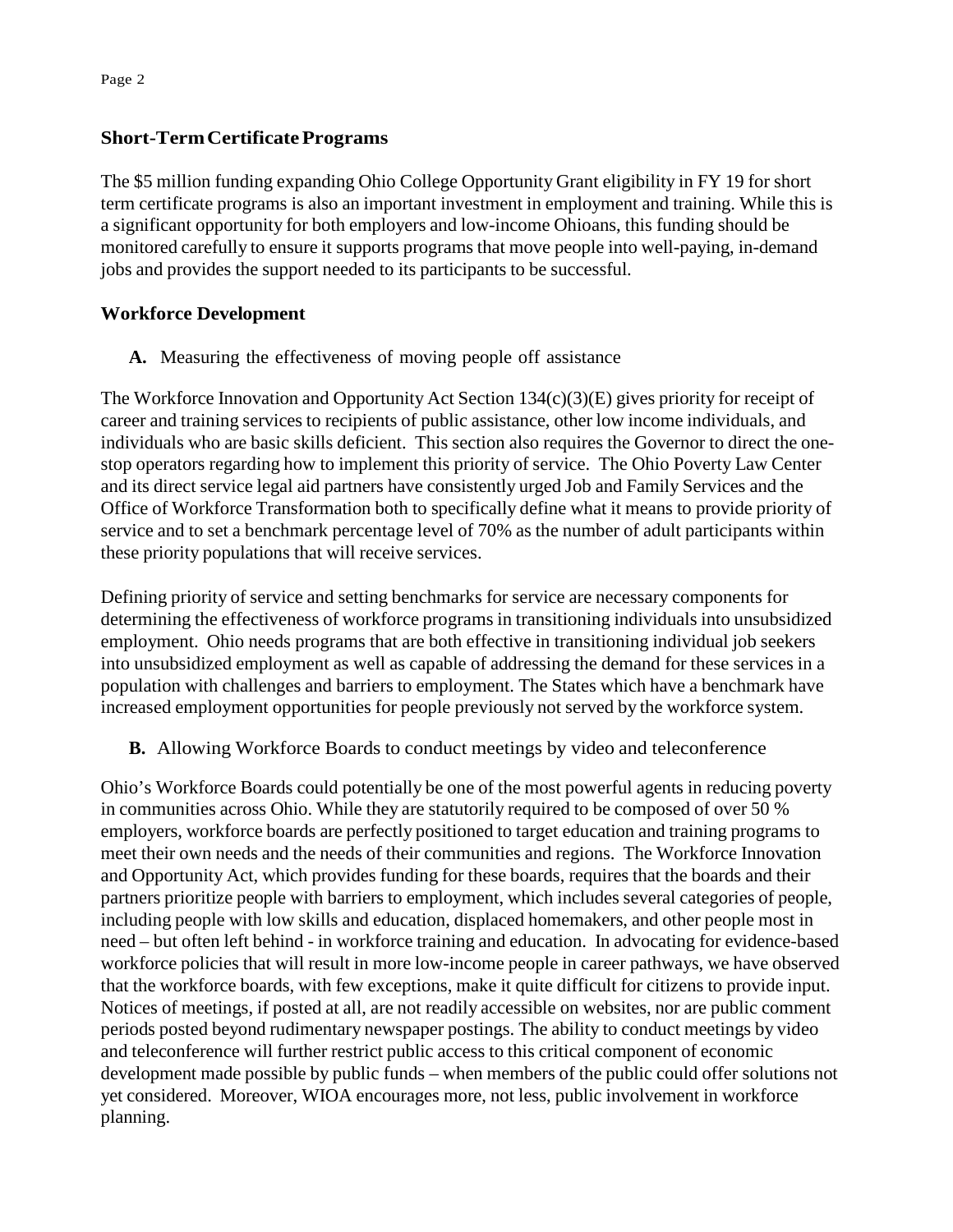## Short-Term Certificate Programs

The $5 million funding expanding Ohio College Opportunity Grant eligibility in FY 19 for short term certificate programs is also an important investment in employment and training. While this is a significant opportunity for both employers and low-income Ohioans, this funding should be monitored carefully to ensure it supports programs that move people into well-paying, in-demand jobs and provides the support needed to its participants to be successful.

## Workforce Development

**A.** Measuring the effectiveness of moving people off assistance

The Workforce Innovation and Opportunity Act Section 134(c)(3)(E) gives priority for receipt of career and training services to recipients of public assistance, other low income individuals, and individuals who are basic skills deficient. This section also requires the Governor to direct the one-stop operators regarding how to implement this priority of service. The Ohio Poverty Law Center and its direct service legal aid partners have consistently urged Job and Family Services and the Office of Workforce Transformation both to specifically define what it means to provide priority of service and to set a benchmark percentage level of 70% as the number of adult participants within these priority populations that will receive services.

Defining priority of service and setting benchmarks for service are necessary components for determining the effectiveness of workforce programs in transitioning individuals into unsubsidized employment. Ohio needs programs that are both effective in transitioning individual job seekers into unsubsidized employment as well as capable of addressing the demand for these services in a population with challenges and barriers to employment. The States which have a benchmark have increased employment opportunities for people previously not served by the workforce system.

**B.** Allowing Workforce Boards to conduct meetings by video and teleconference

Ohio's Workforce Boards could potentially be one of the most powerful agents in reducing poverty in communities across Ohio. While they are statutorily required to be composed of over 50 % employers, workforce boards are perfectly positioned to target education and training programs to meet their own needs and the needs of their communities and regions. The Workforce Innovation and Opportunity Act, which provides funding for these boards, requires that the boards and their partners prioritize people with barriers to employment, which includes several categories of people, including people with low skills and education, displaced homemakers, and other people most in need – but often left behind - in workforce training and education. In advocating for evidence-based workforce policies that will result in more low-income people in career pathways, we have observed that the workforce boards, with few exceptions, make it quite difficult for citizens to provide input. Notices of meetings, if posted at all, are not readily accessible on websites, nor are public comment periods posted beyond rudimentary newspaper postings. The ability to conduct meetings by video and teleconference will further restrict public access to this critical component of economic development made possible by public funds – when members of the public could offer solutions not yet considered. Moreover, WIOA encourages more, not less, public involvement in workforce planning.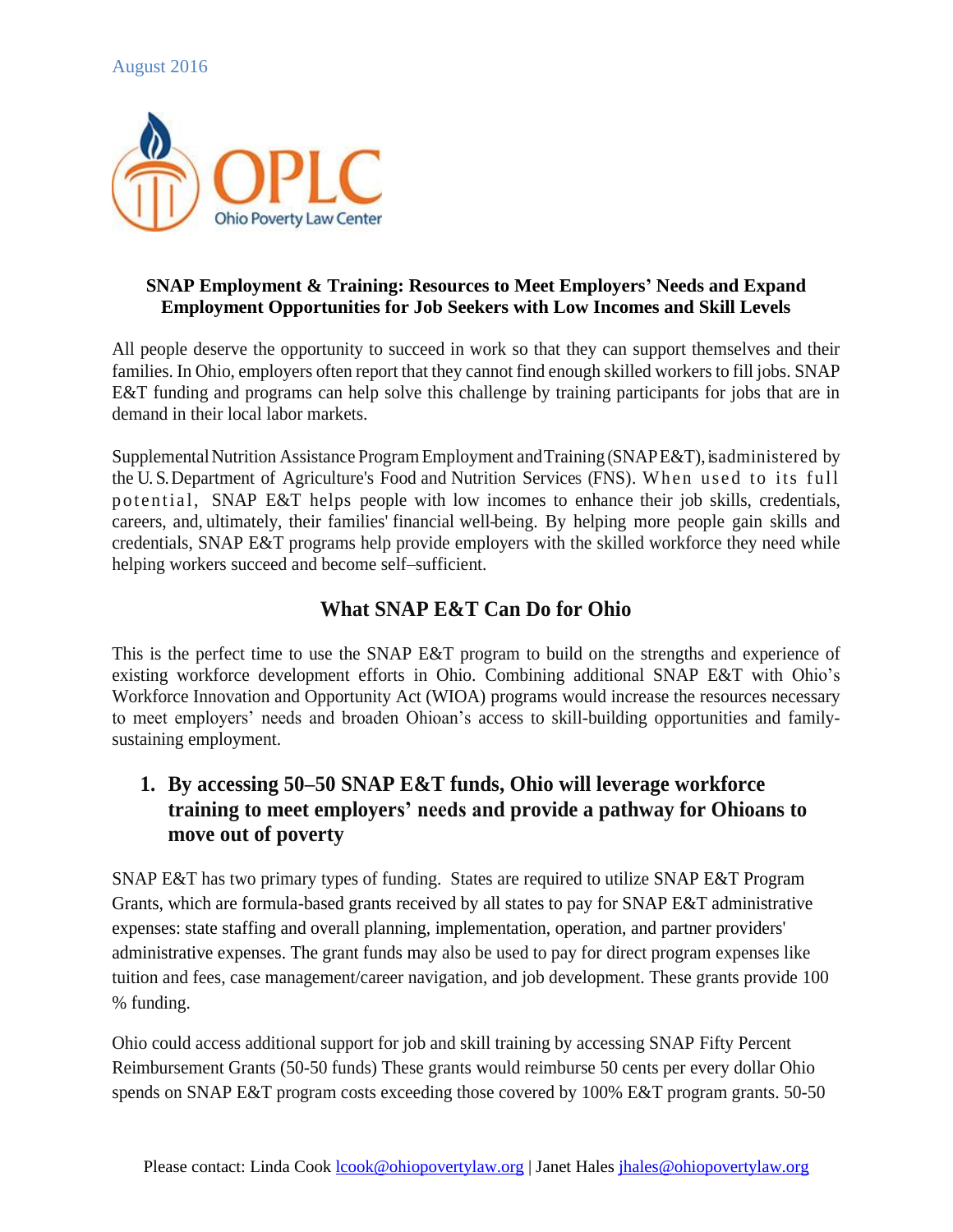August 2016

**SNAP Employment & Training: Resources to Meet Employers' Needs and Expand Employment Opportunities for Job Seekers with Low Incomes and Skill Levels**

All people deserve the opportunity to succeed in work so that they can support themselves and their families. In Ohio, employers often report that they cannot find enough skilled workers to fill jobs. SNAP E&T funding and programs can help solve this challenge by training participants for jobs that are in demand in their local labor markets.

Supplemental Nutrition Assistance Program Employment and Training (SNAP E&T), is administered by the U. S. Department of Agriculture's Food and Nutrition Services (FNS). When used to its full potential, SNAP E&T helps people with low incomes to enhance their job skills, credentials, careers, and, ultimately, their families' financial well-being. By helping more people gain skills and credentials, SNAP E&T programs help provide employers with the skilled workforce they need while helping workers succeed and become self–sufficient.

## What SNAP E&T Can Do for Ohio

This is the perfect time to use the SNAP E&T program to build on the strengths and experience of existing workforce development efforts in Ohio. Combining additional SNAP E&T with Ohio's Workforce Innovation and Opportunity Act (WIOA) programs would increase the resources necessary to meet employers' needs and broaden Ohioan's access to skill-building opportunities and family-sustaining employment.

### 1. By accessing 50–50 SNAP E&T funds, Ohio will leverage workforce training to meet employers' needs and provide a pathway for Ohioans to move out of poverty

SNAP E&T has two primary types of funding. States are required to utilize SNAP E&T Program Grants, which are formula-based grants received by all states to pay for SNAP E&T administrative expenses: state staffing and overall planning, implementation, operation, and partner providers' administrative expenses. The grant funds may also be used to pay for direct program expenses like tuition and fees, case management/career navigation, and job development. These grants provide 100 % funding.

Ohio could access additional support for job and skill training by accessing SNAP Fifty Percent Reimbursement Grants (50-50 funds) These grants would reimburse 50 cents per every dollar Ohio spends on SNAP E&T program costs exceeding those covered by 100% E&T program grants. 50-50

Please contact: Linda Cook lcook@ohiopovertylaw.org | Janet Hales jhales@ohiopovertylaw.org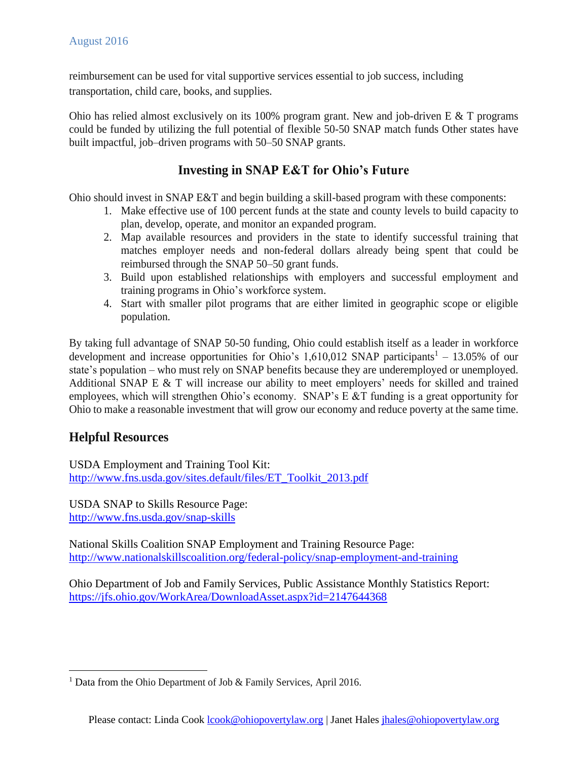reimbursement can be used for vital supportive services essential to job success, including transportation, child care, books, and supplies.

Ohio has relied almost exclusively on its 100% program grant. New and job-driven E & T programs could be funded by utilizing the full potential of flexible 50-50 SNAP match funds Other states have built impactful, job–driven programs with 50–50 SNAP grants.

## Investing in SNAP E&T for Ohio's Future

Ohio should invest in SNAP E&T and begin building a skill-based program with these components:

1. Make effective use of 100 percent funds at the state and county levels to build capacity to plan, develop, operate, and monitor an expanded program.
2. Map available resources and providers in the state to identify successful training that matches employer needs and non-federal dollars already being spent that could be reimbursed through the SNAP 50–50 grant funds.
3. Build upon established relationships with employers and successful employment and training programs in Ohio's workforce system.
4. Start with smaller pilot programs that are either limited in geographic scope or eligible population.

By taking full advantage of SNAP 50-50 funding, Ohio could establish itself as a leader in workforce development and increase opportunities for Ohio's 1,610,012 SNAP participants[1] – 13.05% of our state's population – who must rely on SNAP benefits because they are underemployed or unemployed. Additional SNAP E & T will increase our ability to meet employers' needs for skilled and trained employees, which will strengthen Ohio's economy. SNAP's E &T funding is a great opportunity for Ohio to make a reasonable investment that will grow our economy and reduce poverty at the same time.

## Helpful Resources

USDA Employment and Training Tool Kit:
http://www.fns.usda.gov/sites.default/files/ET_Toolkit_2013.pdf

USDA SNAP to Skills Resource Page:
http://www.fns.usda.gov/snap-skills

National Skills Coalition SNAP Employment and Training Resource Page:
http://www.nationalskillscoalition.org/federal-policy/snap-employment-and-training

Ohio Department of Job and Family Services, Public Assistance Monthly Statistics Report:
https://jfs.ohio.gov/WorkArea/DownloadAsset.aspx?id=2147644368

[1] Data from the Ohio Department of Job & Family Services, April 2016.

Please contact: Linda Cook lcook@ohiopovertylaw.org | Janet Hales jhales@ohiopovertylaw.org